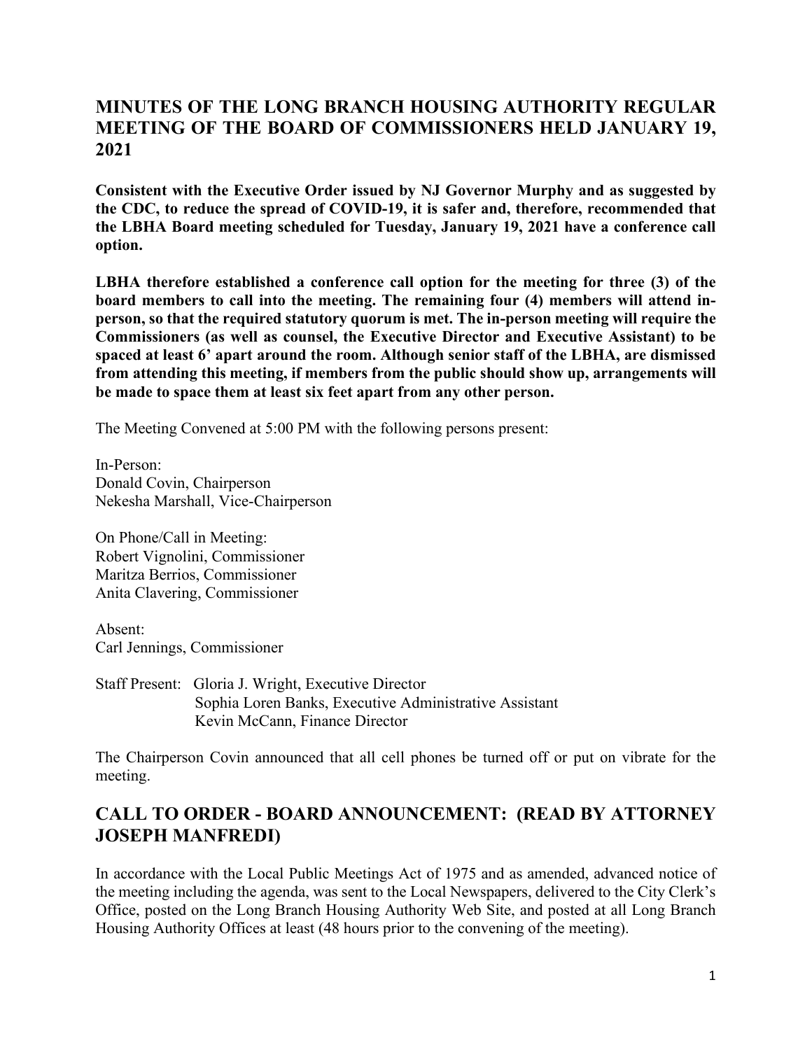## MINUTES OF THE LONG BRANCH HOUSING AUTHORITY REGULAR MEETING OF THE BOARD OF COMMISSIONERS HELD JANUARY 19, 2021

**Consistent with the Executive Order issued by NJ Governor Murphy and as suggested by the CDC, to reduce the spread of COVID-19, it is safer and, therefore, recommended that the LBHA Board meeting scheduled for Tuesday, January 19, 2021 have a conference call option.**

**LBHA therefore established a conference call option for the meeting for three (3) of the board members to call into the meeting. The remaining four (4) members will attend in-person, so that the required statutory quorum is met. The in-person meeting will require the Commissioners (as well as counsel, the Executive Director and Executive Assistant) to be spaced at least 6' apart around the room. Although senior staff of the LBHA, are dismissed from attending this meeting, if members from the public should show up, arrangements will be made to space them at least six feet apart from any other person.**

The Meeting Convened at 5:00 PM with the following persons present:

In-Person:
Donald Covin, Chairperson
Nekesha Marshall, Vice-Chairperson

On Phone/Call in Meeting:
Robert Vignolini, Commissioner
Maritza Berrios, Commissioner
Anita Clavering, Commissioner

Absent:
Carl Jennings, Commissioner

Staff Present: Gloria J. Wright, Executive Director
Sophia Loren Banks, Executive Administrative Assistant
Kevin McCann, Finance Director

The Chairperson Covin announced that all cell phones be turned off or put on vibrate for the meeting.

## CALL TO ORDER - BOARD ANNOUNCEMENT: (READ BY ATTORNEY JOSEPH MANFREDI)

In accordance with the Local Public Meetings Act of 1975 and as amended, advanced notice of the meeting including the agenda, was sent to the Local Newspapers, delivered to the City Clerk's Office, posted on the Long Branch Housing Authority Web Site, and posted at all Long Branch Housing Authority Offices at least (48 hours prior to the convening of the meeting).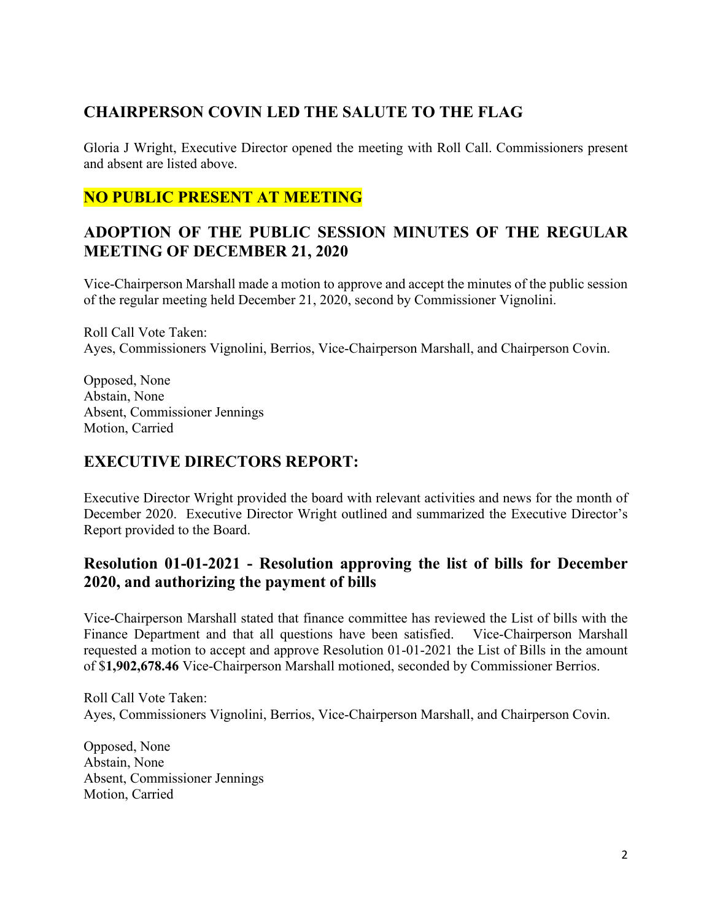## CHAIRPERSON COVIN LED THE SALUTE TO THE FLAG

Gloria J Wright, Executive Director opened the meeting with Roll Call. Commissioners present and absent are listed above.

## NO PUBLIC PRESENT AT MEETING

## ADOPTION OF THE PUBLIC SESSION MINUTES OF THE REGULAR MEETING OF DECEMBER 21, 2020

Vice-Chairperson Marshall made a motion to approve and accept the minutes of the public session of the regular meeting held December 21, 2020, second by Commissioner Vignolini.

Roll Call Vote Taken:
Ayes, Commissioners Vignolini, Berrios, Vice-Chairperson Marshall, and Chairperson Covin.

Opposed, None
Abstain, None
Absent, Commissioner Jennings
Motion, Carried

## EXECUTIVE DIRECTORS REPORT:

Executive Director Wright provided the board with relevant activities and news for the month of December 2020. Executive Director Wright outlined and summarized the Executive Director's Report provided to the Board.

### Resolution 01-01-2021 - Resolution approving the list of bills for December 2020, and authorizing the payment of bills

Vice-Chairperson Marshall stated that finance committee has reviewed the List of bills with the Finance Department and that all questions have been satisfied. Vice-Chairperson Marshall requested a motion to accept and approve Resolution 01-01-2021 the List of Bills in the amount of $**1,902,678.46** Vice-Chairperson Marshall motioned, seconded by Commissioner Berrios.

Roll Call Vote Taken:
Ayes, Commissioners Vignolini, Berrios, Vice-Chairperson Marshall, and Chairperson Covin.

Opposed, None
Abstain, None
Absent, Commissioner Jennings
Motion, Carried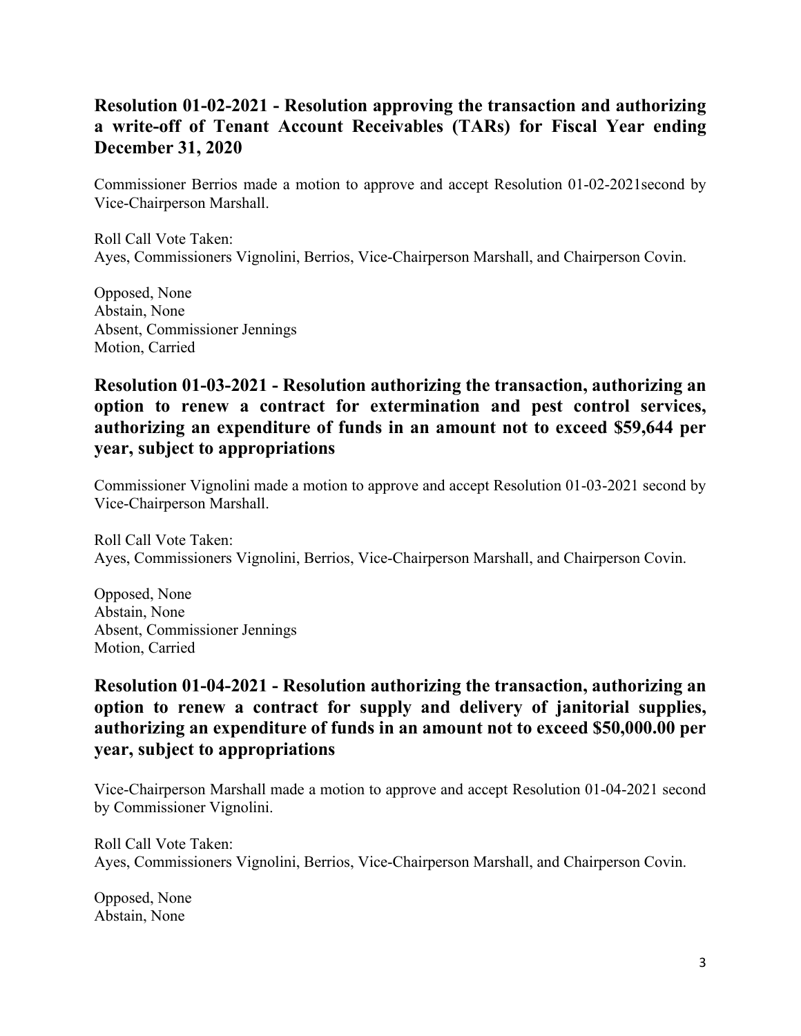**Resolution 01-02-2021 - Resolution approving the transaction and authorizing a write-off of Tenant Account Receivables (TARs) for Fiscal Year ending December 31, 2020**

Commissioner Berrios made a motion to approve and accept Resolution 01-02-2021second by Vice-Chairperson Marshall.

Roll Call Vote Taken:
Ayes, Commissioners Vignolini, Berrios, Vice-Chairperson Marshall, and Chairperson Covin.

Opposed, None
Abstain, None
Absent, Commissioner Jennings
Motion, Carried

**Resolution 01-03-2021 - Resolution authorizing the transaction, authorizing an option to renew a contract for extermination and pest control services, authorizing an expenditure of funds in an amount not to exceed $59,644 per year, subject to appropriations**

Commissioner Vignolini made a motion to approve and accept Resolution 01-03-2021 second by Vice-Chairperson Marshall.

Roll Call Vote Taken:
Ayes, Commissioners Vignolini, Berrios, Vice-Chairperson Marshall, and Chairperson Covin.

Opposed, None
Abstain, None
Absent, Commissioner Jennings
Motion, Carried

**Resolution 01-04-2021 - Resolution authorizing the transaction, authorizing an option to renew a contract for supply and delivery of janitorial supplies, authorizing an expenditure of funds in an amount not to exceed $50,000.00 per year, subject to appropriations**

Vice-Chairperson Marshall made a motion to approve and accept Resolution 01-04-2021 second by Commissioner Vignolini.

Roll Call Vote Taken:
Ayes, Commissioners Vignolini, Berrios, Vice-Chairperson Marshall, and Chairperson Covin.

Opposed, None
Abstain, None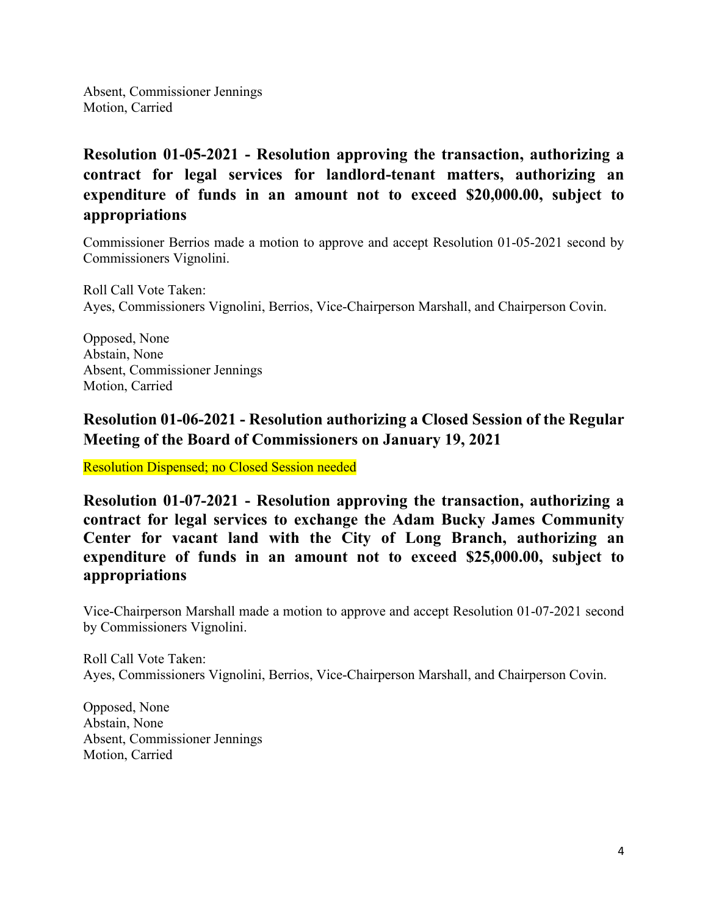Absent, Commissioner Jennings
Motion, Carried

### Resolution 01-05-2021 - Resolution approving the transaction, authorizing a contract for legal services for landlord-tenant matters, authorizing an expenditure of funds in an amount not to exceed $20,000.00, subject to appropriations

Commissioner Berrios made a motion to approve and accept Resolution 01-05-2021 second by Commissioners Vignolini.

Roll Call Vote Taken:
Ayes, Commissioners Vignolini, Berrios, Vice-Chairperson Marshall, and Chairperson Covin.

Opposed, None
Abstain, None
Absent, Commissioner Jennings
Motion, Carried

### Resolution 01-06-2021 - Resolution authorizing a Closed Session of the Regular Meeting of the Board of Commissioners on January 19, 2021

Resolution Dispensed; no Closed Session needed

### Resolution 01-07-2021 - Resolution approving the transaction, authorizing a contract for legal services to exchange the Adam Bucky James Community Center for vacant land with the City of Long Branch, authorizing an expenditure of funds in an amount not to exceed $25,000.00, subject to appropriations

Vice-Chairperson Marshall made a motion to approve and accept Resolution 01-07-2021 second by Commissioners Vignolini.

Roll Call Vote Taken:
Ayes, Commissioners Vignolini, Berrios, Vice-Chairperson Marshall, and Chairperson Covin.

Opposed, None
Abstain, None
Absent, Commissioner Jennings
Motion, Carried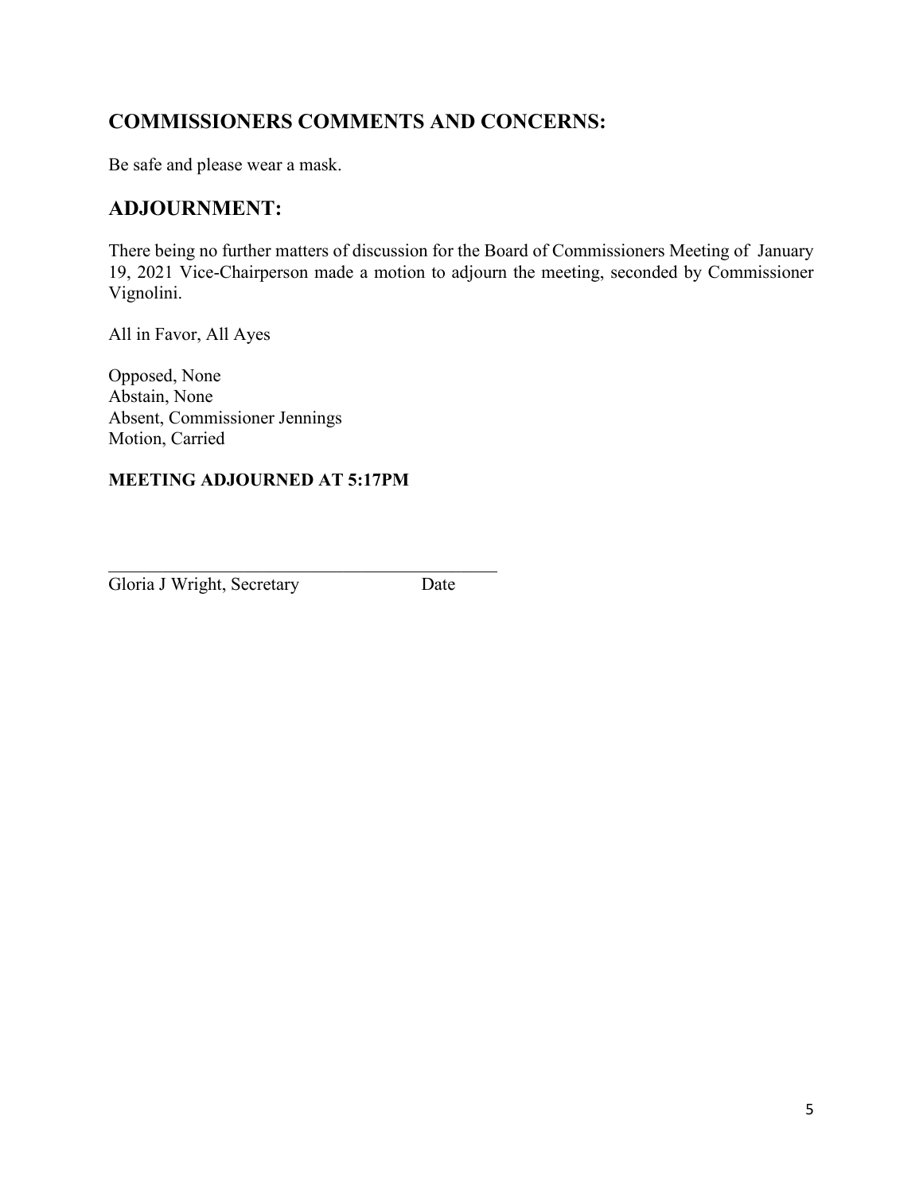## COMMISSIONERS COMMENTS AND CONCERNS:

Be safe and please wear a mask.

## ADJOURNMENT:

There being no further matters of discussion for the Board of Commissioners Meeting of January 19, 2021 Vice-Chairperson made a motion to adjourn the meeting, seconded by Commissioner Vignolini.

All in Favor, All Ayes

Opposed, None
Abstain, None
Absent, Commissioner Jennings
Motion, Carried

**MEETING ADJOURNED AT 5:17PM**

\_\_\_\_\_\_\_\_\_\_\_\_\_\_\_\_\_\_\_\_\_\_\_\_\_\_\_\_\_\_\_\_\_\_\_\_\_\_\_\_\_\_

Gloria J Wright, Secretary Date